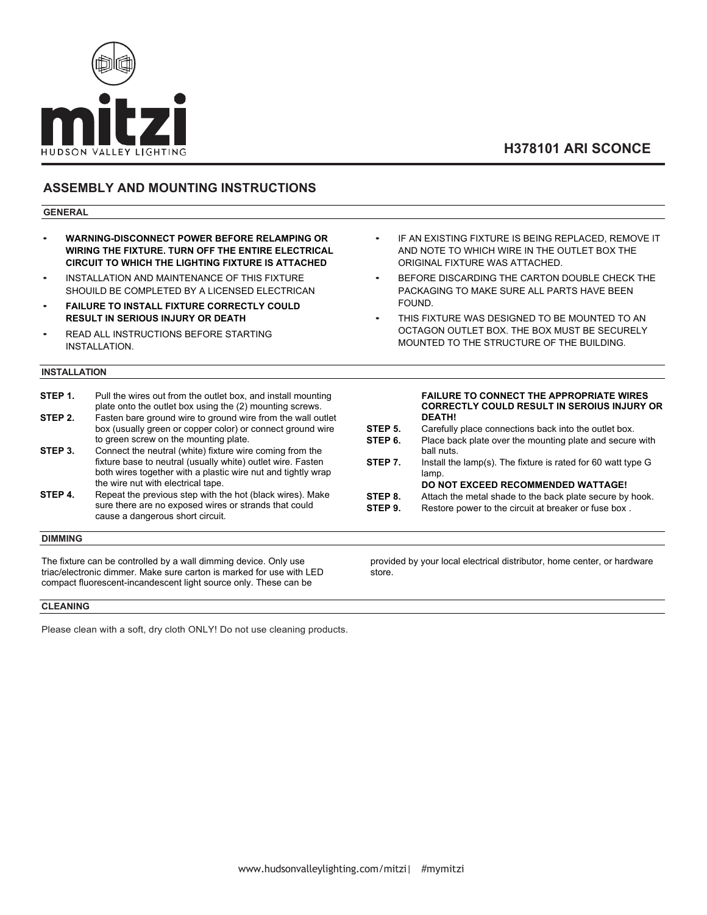mitzi

HUDSON VALLEY LIGHTING

# H378101 ARI SCONCE

## ASSEMBLY AND MOUNTING INSTRUCTIONS

### GENERAL

- **WARNING-DISCONNECT POWER BEFORE RELAMPING OR WIRING THE FIXTURE. TURN OFF THE ENTIRE ELECTRICAL CIRCUIT TO WHICH THE LIGHTING FIXTURE IS ATTACHED**
- INSTALLATION AND MAINTENANCE OF THIS FIXTURE SHOUILD BE COMPLETED BY A LICENSED ELECTRICAN
- **FAILURE TO INSTALL FIXTURE CORRECTLY COULD RESULT IN SERIOUS INJURY OR DEATH**
- READ ALL INSTRUCTIONS BEFORE STARTING INSTALLATION.
- IF AN EXISTING FIXTURE IS BEING REPLACED, REMOVE IT AND NOTE TO WHICH WIRE IN THE OUTLET BOX THE ORIGINAL FIXTURE WAS ATTACHED.
- BEFORE DISCARDING THE CARTON DOUBLE CHECK THE PACKAGING TO MAKE SURE ALL PARTS HAVE BEEN FOUND.
- THIS FIXTURE WAS DESIGNED TO BE MOUNTED TO AN OCTAGON OUTLET BOX. THE BOX MUST BE SECURELY MOUNTED TO THE STRUCTURE OF THE BUILDING.

### INSTALLATION

**STEP 1.** Pull the wires out from the outlet box, and install mounting plate onto the outlet box using the (2) mounting screws.

**STEP 2.** Fasten bare ground wire to ground wire from the wall outlet box (usually green or copper color) or connect ground wire to green screw on the mounting plate.

**STEP 3.** Connect the neutral (white) fixture wire coming from the fixture base to neutral (usually white) outlet wire. Fasten both wires together with a plastic wire nut and tightly wrap the wire nut with electrical tape.

**STEP 4.** Repeat the previous step with the hot (black wires). Make sure there are no exposed wires or strands that could cause a dangerous short circuit.

**FAILURE TO CONNECT THE APPROPRIATE WIRES CORRECTLY COULD RESULT IN SEROIUS INJURY OR DEATH!**

**STEP 5.** Carefully place connections back into the outlet box.

**STEP 6.** Place back plate over the mounting plate and secure with ball nuts.

**STEP 7.** Install the lamp(s). The fixture is rated for 60 watt type G lamp.

**DO NOT EXCEED RECOMMENDED WATTAGE!**

**STEP 8.** Attach the metal shade to the back plate secure by hook.

**STEP 9.** Restore power to the circuit at breaker or fuse box .

### DIMMING

The fixture can be controlled by a wall dimming device. Only use triac/electronic dimmer. Make sure carton is marked for use with LED compact fluorescent-incandescent light source only. These can be provided by your local electrical distributor, home center, or hardware store.

### CLEANING

Please clean with a soft, dry cloth ONLY! Do not use cleaning products.

www.hudsonvalleylighting.com/mitzi| #mymitzi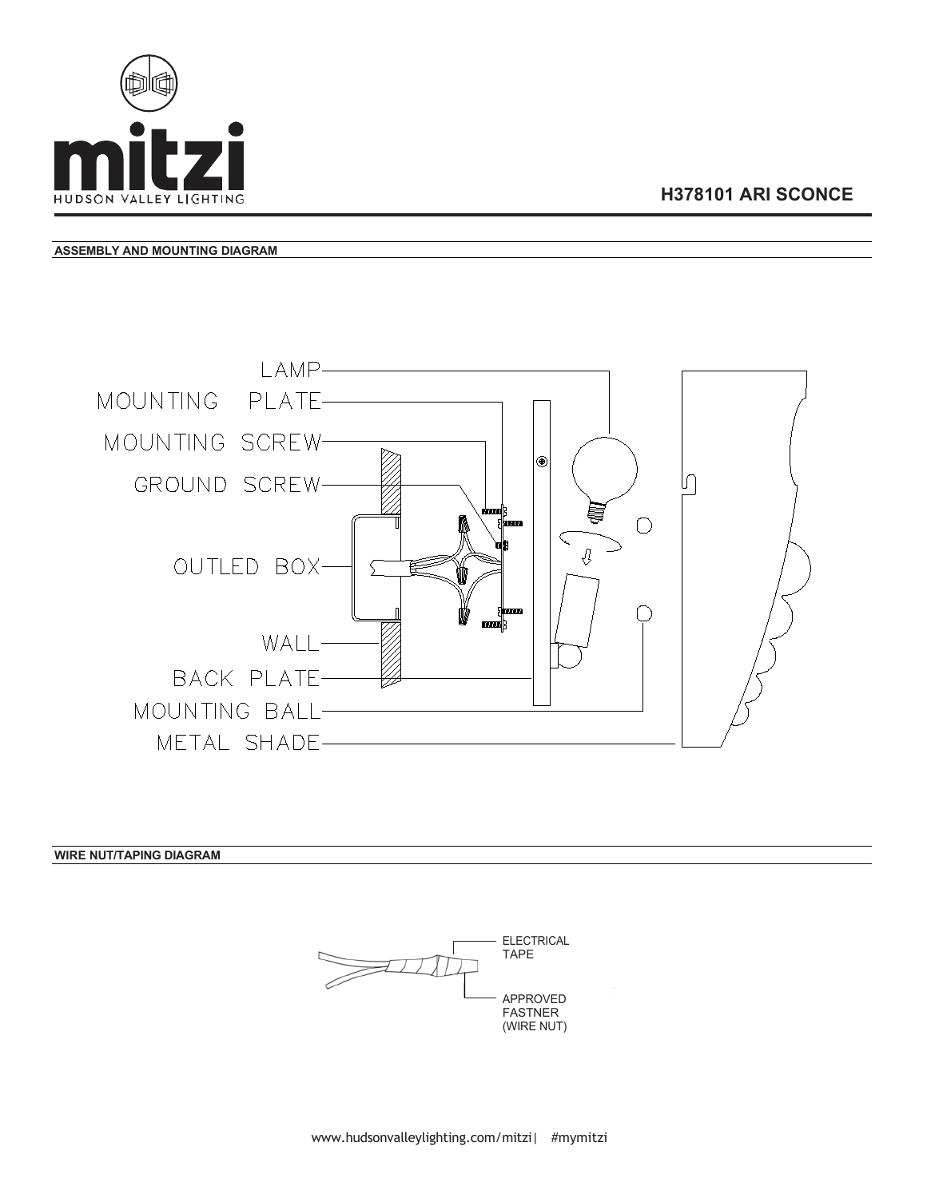mitzi

HUDSON VALLEY LIGHTING

## H378101 ARI SCONCE

### ASSEMBLY AND MOUNTING DIAGRAM

LAMP

MOUNTING PLATE

MOUNTING SCREW

GROUND SCREW

OUTLED BOX

WALL

BACK PLATE

MOUNTING BALL

METAL SHADE

### WIRE NUT/TAPING DIAGRAM

ELECTRICAL TAPE

APPROVED FASTNER (WIRE NUT)

www.hudsonvalleylighting.com/mitzi| #mymitzi